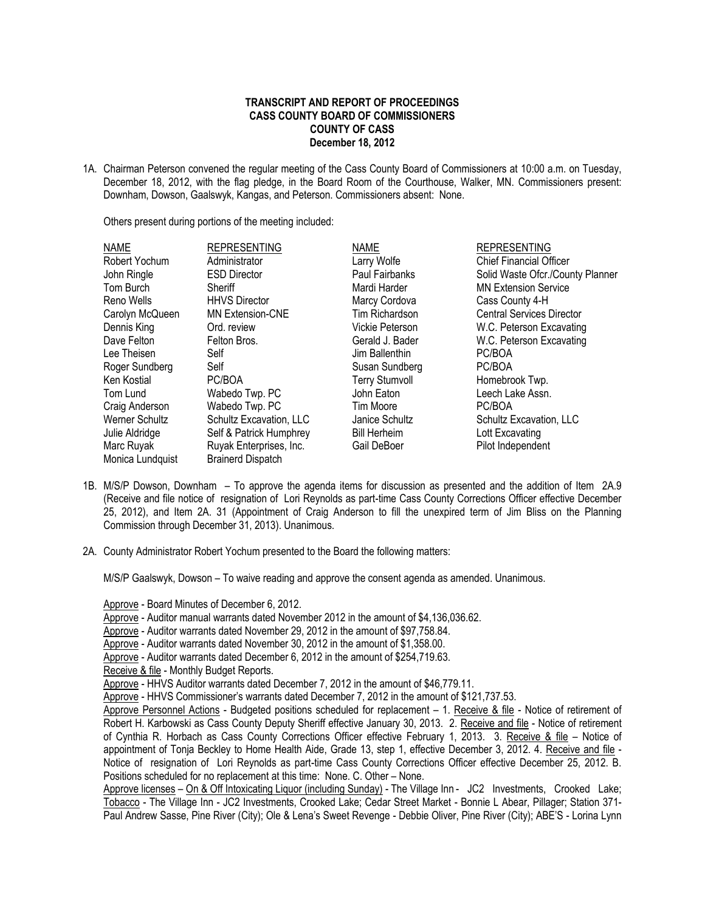**TRANSCRIPT AND REPORT OF PROCEEDINGS**
**CASS COUNTY BOARD OF COMMISSIONERS**
**COUNTY OF CASS**
**December 18, 2012**

1A. Chairman Peterson convened the regular meeting of the Cass County Board of Commissioners at 10:00 a.m. on Tuesday, December 18, 2012, with the flag pledge, in the Board Room of the Courthouse, Walker, MN. Commissioners present: Downham, Dowson, Gaalswyk, Kangas, and Peterson. Commissioners absent: None.

Others present during portions of the meeting included:

| NAME | REPRESENTING | NAME | REPRESENTING |
|---|---|---|---|
| Robert Yochum | Administrator | Larry Wolfe | Chief Financial Officer |
| John Ringle | ESD Director | Paul Fairbanks | Solid Waste Ofcr./County Planner |
| Tom Burch | Sheriff | Mardi Harder | MN Extension Service |
| Reno Wells | HHVS Director | Marcy Cordova | Cass County 4-H |
| Carolyn McQueen | MN Extension-CNE | Tim Richardson | Central Services Director |
| Dennis King | Ord. review | Vickie Peterson | W.C. Peterson Excavating |
| Dave Felton | Felton Bros. | Gerald J. Bader | W.C. Peterson Excavating |
| Lee Theisen | Self | Jim Ballenthin | PC/BOA |
| Roger Sundberg | Self | Susan Sundberg | PC/BOA |
| Ken Kostial | PC/BOA | Terry Stumvoll | Homebrook Twp. |
| Tom Lund | Wabedo Twp. PC | John Eaton | Leech Lake Assn. |
| Craig Anderson | Wabedo Twp. PC | Tim Moore | PC/BOA |
| Werner Schultz | Schultz Excavation, LLC | Janice Schultz | Schultz Excavation, LLC |
| Julie Aldridge | Self & Patrick Humphrey | Bill Herheim | Lott Excavating |
| Marc Ruyak | Ruyak Enterprises, Inc. | Gail DeBoer | Pilot Independent |
| Monica Lundquist | Brainerd Dispatch | | |

1B. M/S/P Dowson, Downham – To approve the agenda items for discussion as presented and the addition of Item 2A.9 (Receive and file notice of resignation of Lori Reynolds as part-time Cass County Corrections Officer effective December 25, 2012), and Item 2A. 31 (Appointment of Craig Anderson to fill the unexpired term of Jim Bliss on the Planning Commission through December 31, 2013). Unanimous.

2A. County Administrator Robert Yochum presented to the Board the following matters:

M/S/P Gaalswyk, Dowson – To waive reading and approve the consent agenda as amended. Unanimous.

Approve - Board Minutes of December 6, 2012.
Approve - Auditor manual warrants dated November 2012 in the amount of $4,136,036.62.
Approve - Auditor warrants dated November 29, 2012 in the amount of $97,758.84.
Approve - Auditor warrants dated November 30, 2012 in the amount of $1,358.00.
Approve - Auditor warrants dated December 6, 2012 in the amount of $254,719.63.
Receive & file - Monthly Budget Reports.
Approve - HHVS Auditor warrants dated December 7, 2012 in the amount of $46,779.11.
Approve - HHVS Commissioner's warrants dated December 7, 2012 in the amount of $121,737.53.
Approve Personnel Actions - Budgeted positions scheduled for replacement – 1. Receive & file - Notice of retirement of Robert H. Karbowski as Cass County Deputy Sheriff effective January 30, 2013. 2. Receive and file - Notice of retirement of Cynthia R. Horbach as Cass County Corrections Officer effective February 1, 2013. 3. Receive & file – Notice of appointment of Tonja Beckley to Home Health Aide, Grade 13, step 1, effective December 3, 2012. 4. Receive and file - Notice of resignation of Lori Reynolds as part-time Cass County Corrections Officer effective December 25, 2012. B. Positions scheduled for no replacement at this time: None. C. Other – None.
Approve licenses – On & Off Intoxicating Liquor (including Sunday) - The Village Inn - JC2 Investments, Crooked Lake; Tobacco - The Village Inn - JC2 Investments, Crooked Lake; Cedar Street Market - Bonnie L Abear, Pillager; Station 371-Paul Andrew Sasse, Pine River (City); Ole & Lena's Sweet Revenge - Debbie Oliver, Pine River (City); ABE'S - Lorina Lynn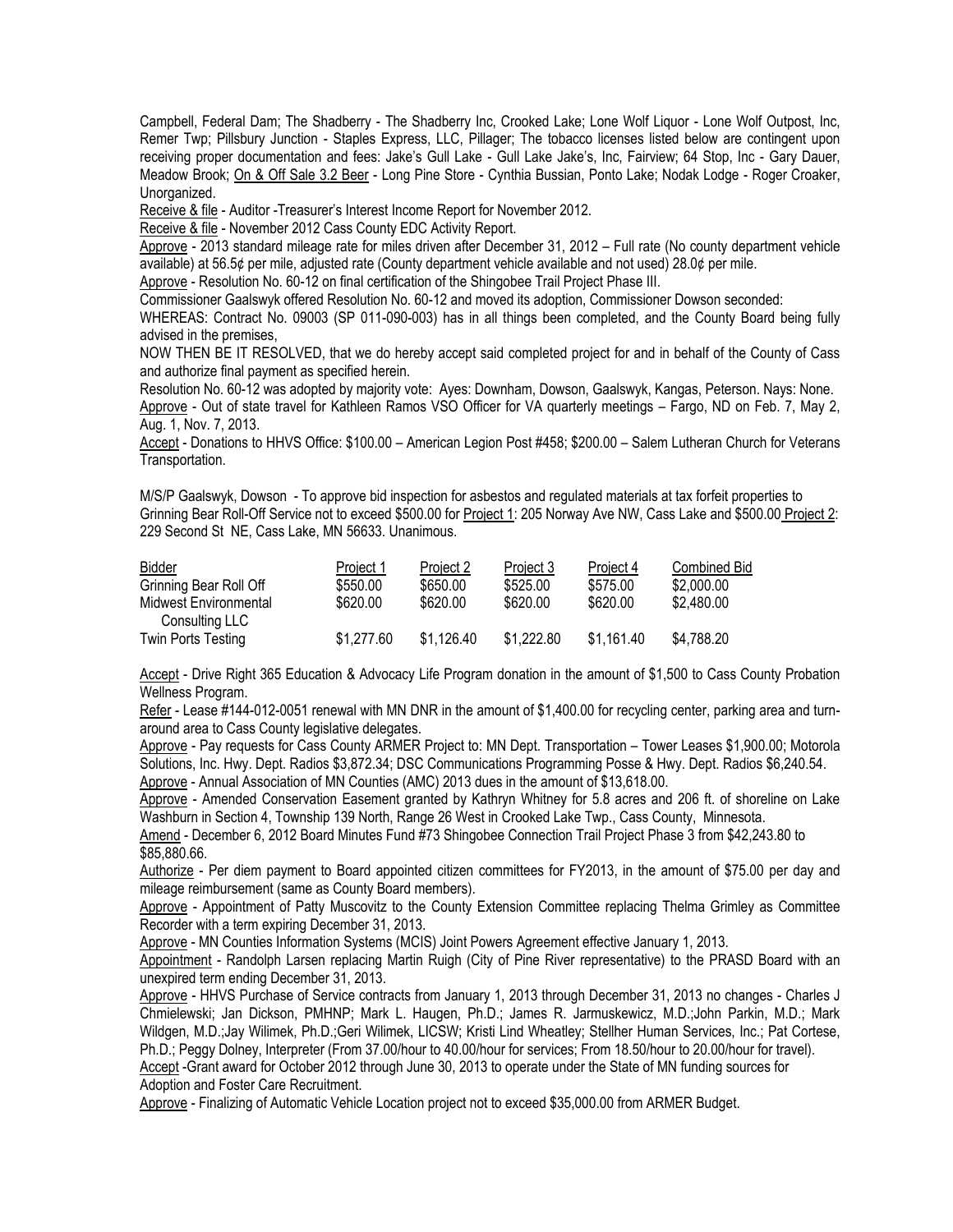Campbell, Federal Dam; The Shadberry - The Shadberry Inc, Crooked Lake; Lone Wolf Liquor - Lone Wolf Outpost, Inc, Remer Twp; Pillsbury Junction - Staples Express, LLC, Pillager; The tobacco licenses listed below are contingent upon receiving proper documentation and fees: Jake's Gull Lake - Gull Lake Jake's, Inc, Fairview; 64 Stop, Inc - Gary Dauer, Meadow Brook; On & Off Sale 3.2 Beer - Long Pine Store - Cynthia Bussian, Ponto Lake; Nodak Lodge - Roger Croaker, Unorganized.

Receive & file - Auditor -Treasurer's Interest Income Report for November 2012.

Receive & file - November 2012 Cass County EDC Activity Report.

Approve - 2013 standard mileage rate for miles driven after December 31, 2012 – Full rate (No county department vehicle available) at 56.5¢ per mile, adjusted rate (County department vehicle available and not used) 28.0¢ per mile.

Approve - Resolution No. 60-12 on final certification of the Shingobee Trail Project Phase III.

Commissioner Gaalswyk offered Resolution No. 60-12 and moved its adoption, Commissioner Dowson seconded:

WHEREAS: Contract No. 09003 (SP 011-090-003) has in all things been completed, and the County Board being fully advised in the premises,

NOW THEN BE IT RESOLVED, that we do hereby accept said completed project for and in behalf of the County of Cass and authorize final payment as specified herein.

Resolution No. 60-12 was adopted by majority vote: Ayes: Downham, Dowson, Gaalswyk, Kangas, Peterson. Nays: None.

Approve - Out of state travel for Kathleen Ramos VSO Officer for VA quarterly meetings – Fargo, ND on Feb. 7, May 2, Aug. 1, Nov. 7, 2013.

Accept - Donations to HHVS Office: $100.00 – American Legion Post #458; $200.00 – Salem Lutheran Church for Veterans Transportation.

M/S/P Gaalswyk, Dowson - To approve bid inspection for asbestos and regulated materials at tax forfeit properties to Grinning Bear Roll-Off Service not to exceed $500.00 for Project 1: 205 Norway Ave NW, Cass Lake and $500.00 Project 2: 229 Second St NE, Cass Lake, MN 56633. Unanimous.

| Bidder | Project 1 | Project 2 | Project 3 | Project 4 | Combined Bid |
|---|---|---|---|---|---|
| Grinning Bear Roll Off | $550.00 | $650.00 | $525.00 | $575.00 | $2,000.00 |
| Midwest Environmental Consulting LLC | $620.00 | $620.00 | $620.00 | $620.00 | $2,480.00 |
| Twin Ports Testing | $1,277.60 | $1,126.40 | $1,222.80 | $1,161.40 | $4,788.20 |

Accept - Drive Right 365 Education & Advocacy Life Program donation in the amount of $1,500 to Cass County Probation Wellness Program.

Refer - Lease #144-012-0051 renewal with MN DNR in the amount of $1,400.00 for recycling center, parking area and turn-around area to Cass County legislative delegates.

Approve - Pay requests for Cass County ARMER Project to: MN Dept. Transportation – Tower Leases $1,900.00; Motorola Solutions, Inc. Hwy. Dept. Radios $3,872.34; DSC Communications Programming Posse & Hwy. Dept. Radios $6,240.54.

Approve - Annual Association of MN Counties (AMC) 2013 dues in the amount of $13,618.00.

Approve - Amended Conservation Easement granted by Kathryn Whitney for 5.8 acres and 206 ft. of shoreline on Lake Washburn in Section 4, Township 139 North, Range 26 West in Crooked Lake Twp., Cass County, Minnesota.

Amend - December 6, 2012 Board Minutes Fund #73 Shingobee Connection Trail Project Phase 3 from $42,243.80 to $85,880.66.

Authorize - Per diem payment to Board appointed citizen committees for FY2013, in the amount of $75.00 per day and mileage reimbursement (same as County Board members).

Approve - Appointment of Patty Muscovitz to the County Extension Committee replacing Thelma Grimley as Committee Recorder with a term expiring December 31, 2013.

Approve - MN Counties Information Systems (MCIS) Joint Powers Agreement effective January 1, 2013.

Appointment - Randolph Larsen replacing Martin Ruigh (City of Pine River representative) to the PRASD Board with an unexpired term ending December 31, 2013.

Approve - HHVS Purchase of Service contracts from January 1, 2013 through December 31, 2013 no changes - Charles J Chmielewski; Jan Dickson, PMHNP; Mark L. Haugen, Ph.D.; James R. Jarmuskewicz, M.D.;John Parkin, M.D.; Mark Wildgen, M.D.;Jay Wilimek, Ph.D.;Geri Wilimek, LICSW; Kristi Lind Wheatley; Stellher Human Services, Inc.; Pat Cortese, Ph.D.; Peggy Dolney, Interpreter (From 37.00/hour to 40.00/hour for services; From 18.50/hour to 20.00/hour for travel).

Accept -Grant award for October 2012 through June 30, 2013 to operate under the State of MN funding sources for Adoption and Foster Care Recruitment.

Approve - Finalizing of Automatic Vehicle Location project not to exceed $35,000.00 from ARMER Budget.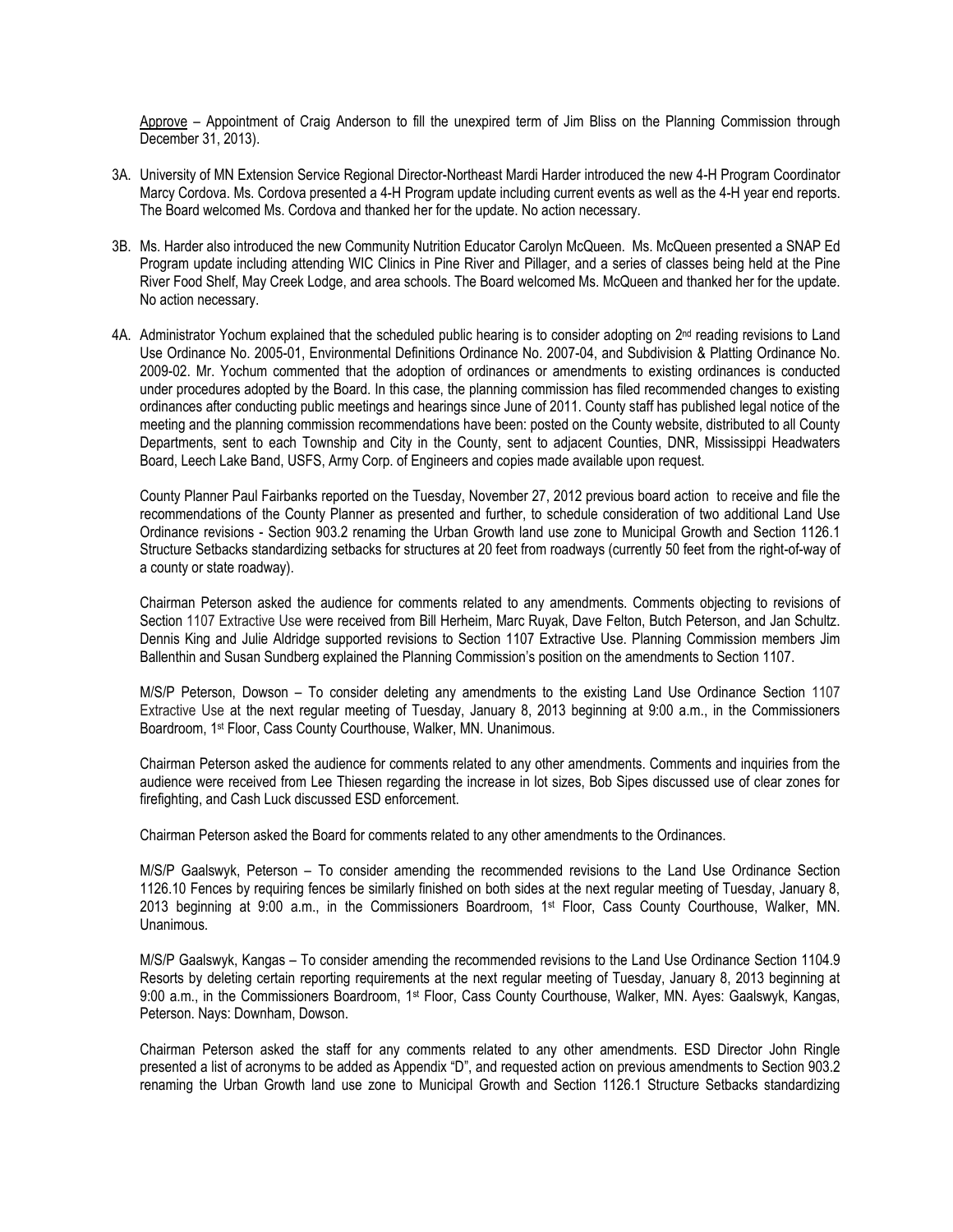Approve – Appointment of Craig Anderson to fill the unexpired term of Jim Bliss on the Planning Commission through December 31, 2013).

3A. University of MN Extension Service Regional Director-Northeast Mardi Harder introduced the new 4-H Program Coordinator Marcy Cordova. Ms. Cordova presented a 4-H Program update including current events as well as the 4-H year end reports. The Board welcomed Ms. Cordova and thanked her for the update. No action necessary.

3B. Ms. Harder also introduced the new Community Nutrition Educator Carolyn McQueen. Ms. McQueen presented a SNAP Ed Program update including attending WIC Clinics in Pine River and Pillager, and a series of classes being held at the Pine River Food Shelf, May Creek Lodge, and area schools. The Board welcomed Ms. McQueen and thanked her for the update. No action necessary.

4A. Administrator Yochum explained that the scheduled public hearing is to consider adopting on 2nd reading revisions to Land Use Ordinance No. 2005-01, Environmental Definitions Ordinance No. 2007-04, and Subdivision & Platting Ordinance No. 2009-02. Mr. Yochum commented that the adoption of ordinances or amendments to existing ordinances is conducted under procedures adopted by the Board. In this case, the planning commission has filed recommended changes to existing ordinances after conducting public meetings and hearings since June of 2011. County staff has published legal notice of the meeting and the planning commission recommendations have been: posted on the County website, distributed to all County Departments, sent to each Township and City in the County, sent to adjacent Counties, DNR, Mississippi Headwaters Board, Leech Lake Band, USFS, Army Corp. of Engineers and copies made available upon request.

County Planner Paul Fairbanks reported on the Tuesday, November 27, 2012 previous board action to receive and file the recommendations of the County Planner as presented and further, to schedule consideration of two additional Land Use Ordinance revisions - Section 903.2 renaming the Urban Growth land use zone to Municipal Growth and Section 1126.1 Structure Setbacks standardizing setbacks for structures at 20 feet from roadways (currently 50 feet from the right-of-way of a county or state roadway).

Chairman Peterson asked the audience for comments related to any amendments. Comments objecting to revisions of Section 1107 Extractive Use were received from Bill Herheim, Marc Ruyak, Dave Felton, Butch Peterson, and Jan Schultz. Dennis King and Julie Aldridge supported revisions to Section 1107 Extractive Use. Planning Commission members Jim Ballenthin and Susan Sundberg explained the Planning Commission's position on the amendments to Section 1107.

M/S/P Peterson, Dowson – To consider deleting any amendments to the existing Land Use Ordinance Section 1107 Extractive Use at the next regular meeting of Tuesday, January 8, 2013 beginning at 9:00 a.m., in the Commissioners Boardroom, 1st Floor, Cass County Courthouse, Walker, MN. Unanimous.

Chairman Peterson asked the audience for comments related to any other amendments. Comments and inquiries from the audience were received from Lee Thiesen regarding the increase in lot sizes, Bob Sipes discussed use of clear zones for firefighting, and Cash Luck discussed ESD enforcement.

Chairman Peterson asked the Board for comments related to any other amendments to the Ordinances.

M/S/P Gaalswyk, Peterson – To consider amending the recommended revisions to the Land Use Ordinance Section 1126.10 Fences by requiring fences be similarly finished on both sides at the next regular meeting of Tuesday, January 8, 2013 beginning at 9:00 a.m., in the Commissioners Boardroom, 1st Floor, Cass County Courthouse, Walker, MN. Unanimous.

M/S/P Gaalswyk, Kangas – To consider amending the recommended revisions to the Land Use Ordinance Section 1104.9 Resorts by deleting certain reporting requirements at the next regular meeting of Tuesday, January 8, 2013 beginning at 9:00 a.m., in the Commissioners Boardroom, 1st Floor, Cass County Courthouse, Walker, MN. Ayes: Gaalswyk, Kangas, Peterson. Nays: Downham, Dowson.

Chairman Peterson asked the staff for any comments related to any other amendments. ESD Director John Ringle presented a list of acronyms to be added as Appendix "D", and requested action on previous amendments to Section 903.2 renaming the Urban Growth land use zone to Municipal Growth and Section 1126.1 Structure Setbacks standardizing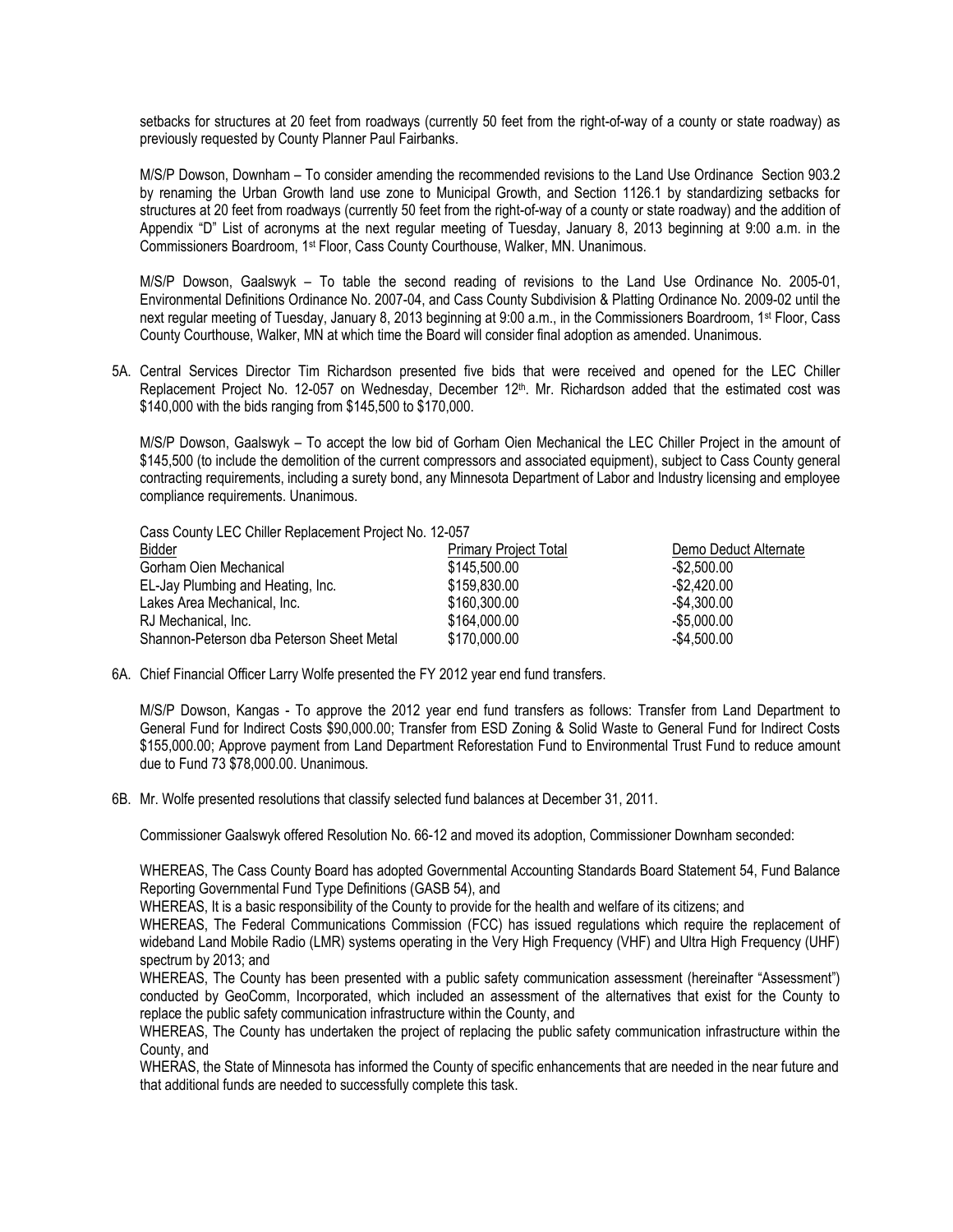setbacks for structures at 20 feet from roadways (currently 50 feet from the right-of-way of a county or state roadway) as previously requested by County Planner Paul Fairbanks.

M/S/P Dowson, Downham – To consider amending the recommended revisions to the Land Use Ordinance Section 903.2 by renaming the Urban Growth land use zone to Municipal Growth, and Section 1126.1 by standardizing setbacks for structures at 20 feet from roadways (currently 50 feet from the right-of-way of a county or state roadway) and the addition of Appendix "D" List of acronyms at the next regular meeting of Tuesday, January 8, 2013 beginning at 9:00 a.m. in the Commissioners Boardroom, 1st Floor, Cass County Courthouse, Walker, MN. Unanimous.

M/S/P Dowson, Gaalswyk – To table the second reading of revisions to the Land Use Ordinance No. 2005-01, Environmental Definitions Ordinance No. 2007-04, and Cass County Subdivision & Platting Ordinance No. 2009-02 until the next regular meeting of Tuesday, January 8, 2013 beginning at 9:00 a.m., in the Commissioners Boardroom, 1st Floor, Cass County Courthouse, Walker, MN at which time the Board will consider final adoption as amended. Unanimous.

5A. Central Services Director Tim Richardson presented five bids that were received and opened for the LEC Chiller Replacement Project No. 12-057 on Wednesday, December 12th. Mr. Richardson added that the estimated cost was $140,000 with the bids ranging from $145,500 to $170,000.

M/S/P Dowson, Gaalswyk – To accept the low bid of Gorham Oien Mechanical the LEC Chiller Project in the amount of $145,500 (to include the demolition of the current compressors and associated equipment), subject to Cass County general contracting requirements, including a surety bond, any Minnesota Department of Labor and Industry licensing and employee compliance requirements. Unanimous.

Cass County LEC Chiller Replacement Project No. 12-057

| Bidder | Primary Project Total | Demo Deduct Alternate |
|---|---|---|
| Gorham Oien Mechanical | $145,500.00 | -$2,500.00 |
| EL-Jay Plumbing and Heating, Inc. | $159,830.00 | -$2,420.00 |
| Lakes Area Mechanical, Inc. | $160,300.00 | -$4,300.00 |
| RJ Mechanical, Inc. | $164,000.00 | -$5,000.00 |
| Shannon-Peterson dba Peterson Sheet Metal | $170,000.00 | -$4,500.00 |

6A. Chief Financial Officer Larry Wolfe presented the FY 2012 year end fund transfers.

M/S/P Dowson, Kangas - To approve the 2012 year end fund transfers as follows: Transfer from Land Department to General Fund for Indirect Costs $90,000.00; Transfer from ESD Zoning & Solid Waste to General Fund for Indirect Costs $155,000.00; Approve payment from Land Department Reforestation Fund to Environmental Trust Fund to reduce amount due to Fund 73 $78,000.00. Unanimous.

6B. Mr. Wolfe presented resolutions that classify selected fund balances at December 31, 2011.

Commissioner Gaalswyk offered Resolution No. 66-12 and moved its adoption, Commissioner Downham seconded:

WHEREAS, The Cass County Board has adopted Governmental Accounting Standards Board Statement 54, Fund Balance Reporting Governmental Fund Type Definitions (GASB 54), and

WHEREAS, It is a basic responsibility of the County to provide for the health and welfare of its citizens; and

WHEREAS, The Federal Communications Commission (FCC) has issued regulations which require the replacement of wideband Land Mobile Radio (LMR) systems operating in the Very High Frequency (VHF) and Ultra High Frequency (UHF) spectrum by 2013; and

WHEREAS, The County has been presented with a public safety communication assessment (hereinafter "Assessment") conducted by GeoComm, Incorporated, which included an assessment of the alternatives that exist for the County to replace the public safety communication infrastructure within the County, and

WHEREAS, The County has undertaken the project of replacing the public safety communication infrastructure within the County, and

WHERAS, the State of Minnesota has informed the County of specific enhancements that are needed in the near future and that additional funds are needed to successfully complete this task.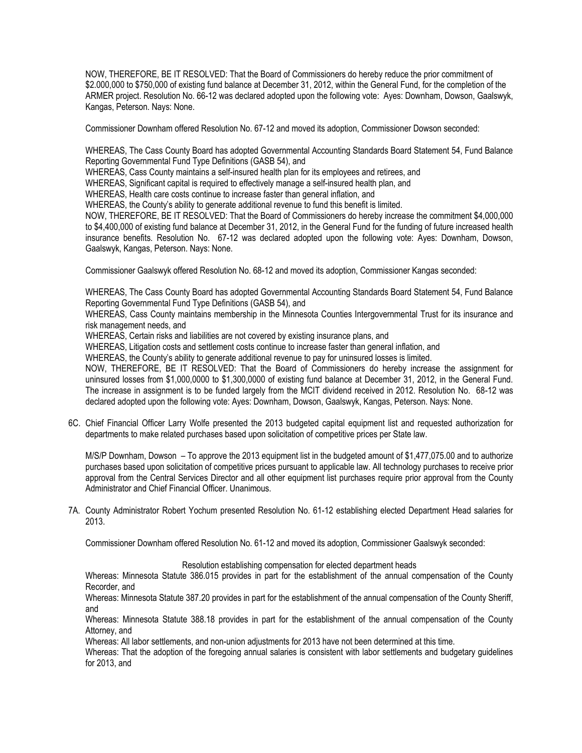NOW, THEREFORE, BE IT RESOLVED: That the Board of Commissioners do hereby reduce the prior commitment of \$2.000,000 to \$750,000 of existing fund balance at December 31, 2012, within the General Fund, for the completion of the ARMER project. Resolution No. 66-12 was declared adopted upon the following vote: Ayes: Downham, Dowson, Gaalswyk, Kangas, Peterson. Nays: None.

Commissioner Downham offered Resolution No. 67-12 and moved its adoption, Commissioner Dowson seconded:

WHEREAS, The Cass County Board has adopted Governmental Accounting Standards Board Statement 54, Fund Balance Reporting Governmental Fund Type Definitions (GASB 54), and
WHEREAS, Cass County maintains a self-insured health plan for its employees and retirees, and
WHEREAS, Significant capital is required to effectively manage a self-insured health plan, and
WHEREAS, Health care costs continue to increase faster than general inflation, and
WHEREAS, the County's ability to generate additional revenue to fund this benefit is limited.
NOW, THEREFORE, BE IT RESOLVED: That the Board of Commissioners do hereby increase the commitment \$4,000,000 to \$4,400,000 of existing fund balance at December 31, 2012, in the General Fund for the funding of future increased health insurance benefits. Resolution No. 67-12 was declared adopted upon the following vote: Ayes: Downham, Dowson, Gaalswyk, Kangas, Peterson. Nays: None.

Commissioner Gaalswyk offered Resolution No. 68-12 and moved its adoption, Commissioner Kangas seconded:

WHEREAS, The Cass County Board has adopted Governmental Accounting Standards Board Statement 54, Fund Balance Reporting Governmental Fund Type Definitions (GASB 54), and
WHEREAS, Cass County maintains membership in the Minnesota Counties Intergovernmental Trust for its insurance and risk management needs, and
WHEREAS, Certain risks and liabilities are not covered by existing insurance plans, and
WHEREAS, Litigation costs and settlement costs continue to increase faster than general inflation, and
WHEREAS, the County's ability to generate additional revenue to pay for uninsured losses is limited.
NOW, THEREFORE, BE IT RESOLVED: That the Board of Commissioners do hereby increase the assignment for uninsured losses from \$1,000,0000 to \$1,300,0000 of existing fund balance at December 31, 2012, in the General Fund. The increase in assignment is to be funded largely from the MCIT dividend received in 2012. Resolution No. 68-12 was declared adopted upon the following vote: Ayes: Downham, Dowson, Gaalswyk, Kangas, Peterson. Nays: None.

6C. Chief Financial Officer Larry Wolfe presented the 2013 budgeted capital equipment list and requested authorization for departments to make related purchases based upon solicitation of competitive prices per State law.

M/S/P Downham, Dowson – To approve the 2013 equipment list in the budgeted amount of \$1,477,075.00 and to authorize purchases based upon solicitation of competitive prices pursuant to applicable law. All technology purchases to receive prior approval from the Central Services Director and all other equipment list purchases require prior approval from the County Administrator and Chief Financial Officer. Unanimous.

7A. County Administrator Robert Yochum presented Resolution No. 61-12 establishing elected Department Head salaries for 2013.

Commissioner Downham offered Resolution No. 61-12 and moved its adoption, Commissioner Gaalswyk seconded:

Resolution establishing compensation for elected department heads

Whereas: Minnesota Statute 386.015 provides in part for the establishment of the annual compensation of the County Recorder, and
Whereas: Minnesota Statute 387.20 provides in part for the establishment of the annual compensation of the County Sheriff, and
Whereas: Minnesota Statute 388.18 provides in part for the establishment of the annual compensation of the County Attorney, and
Whereas: All labor settlements, and non-union adjustments for 2013 have not been determined at this time.
Whereas: That the adoption of the foregoing annual salaries is consistent with labor settlements and budgetary guidelines for 2013, and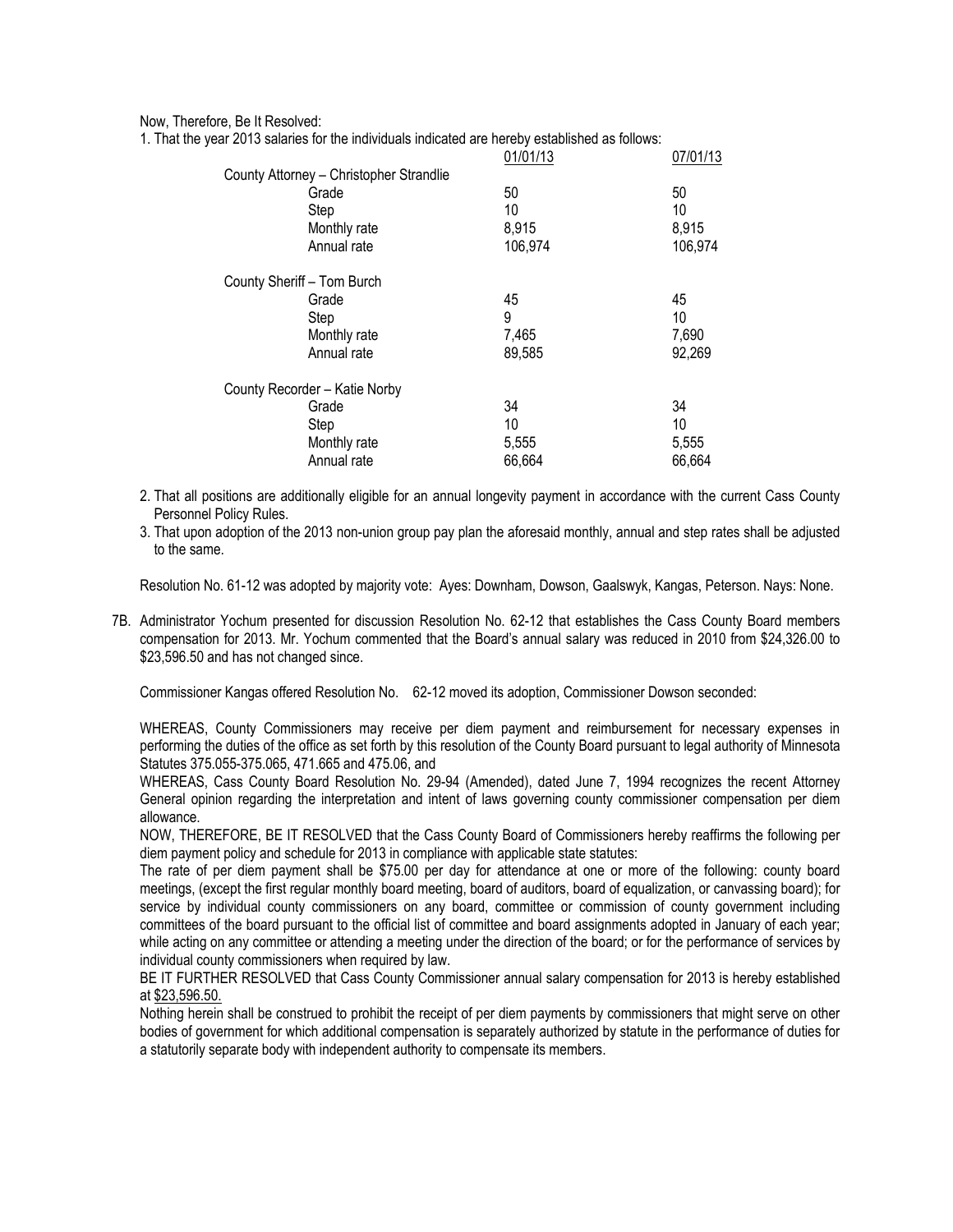Now, Therefore, Be It Resolved:

1. That the year 2013 salaries for the individuals indicated are hereby established as follows:

| | 01/01/13 | 07/01/13 |
|---|---|---|
| County Attorney – Christopher Strandlie | | |
| Grade | 50 | 50 |
| Step | 10 | 10 |
| Monthly rate | 8,915 | 8,915 |
| Annual rate | 106,974 | 106,974 |
| County Sheriff – Tom Burch | | |
| Grade | 45 | 45 |
| Step | 9 | 10 |
| Monthly rate | 7,465 | 7,690 |
| Annual rate | 89,585 | 92,269 |
| County Recorder – Katie Norby | | |
| Grade | 34 | 34 |
| Step | 10 | 10 |
| Monthly rate | 5,555 | 5,555 |
| Annual rate | 66,664 | 66,664 |

2. That all positions are additionally eligible for an annual longevity payment in accordance with the current Cass County Personnel Policy Rules.
3. That upon adoption of the 2013 non-union group pay plan the aforesaid monthly, annual and step rates shall be adjusted to the same.

Resolution No. 61-12 was adopted by majority vote: Ayes: Downham, Dowson, Gaalswyk, Kangas, Peterson. Nays: None.

7B. Administrator Yochum presented for discussion Resolution No. 62-12 that establishes the Cass County Board members compensation for 2013. Mr. Yochum commented that the Board's annual salary was reduced in 2010 from $24,326.00 to $23,596.50 and has not changed since.

Commissioner Kangas offered Resolution No. 62-12 moved its adoption, Commissioner Dowson seconded:

WHEREAS, County Commissioners may receive per diem payment and reimbursement for necessary expenses in performing the duties of the office as set forth by this resolution of the County Board pursuant to legal authority of Minnesota Statutes 375.055-375.065, 471.665 and 475.06, and

WHEREAS, Cass County Board Resolution No. 29-94 (Amended), dated June 7, 1994 recognizes the recent Attorney General opinion regarding the interpretation and intent of laws governing county commissioner compensation per diem allowance.

NOW, THEREFORE, BE IT RESOLVED that the Cass County Board of Commissioners hereby reaffirms the following per diem payment policy and schedule for 2013 in compliance with applicable state statutes:

The rate of per diem payment shall be $75.00 per day for attendance at one or more of the following: county board meetings, (except the first regular monthly board meeting, board of auditors, board of equalization, or canvassing board); for service by individual county commissioners on any board, committee or commission of county government including committees of the board pursuant to the official list of committee and board assignments adopted in January of each year; while acting on any committee or attending a meeting under the direction of the board; or for the performance of services by individual county commissioners when required by law.

BE IT FURTHER RESOLVED that Cass County Commissioner annual salary compensation for 2013 is hereby established at $23,596.50.

Nothing herein shall be construed to prohibit the receipt of per diem payments by commissioners that might serve on other bodies of government for which additional compensation is separately authorized by statute in the performance of duties for a statutorily separate body with independent authority to compensate its members.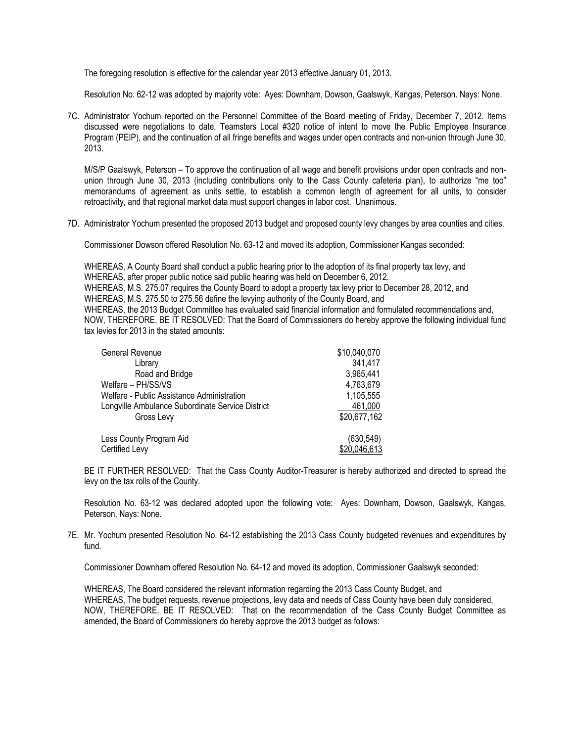The foregoing resolution is effective for the calendar year 2013 effective January 01, 2013.

Resolution No. 62-12 was adopted by majority vote: Ayes: Downham, Dowson, Gaalswyk, Kangas, Peterson. Nays: None.

7C. Administrator Yochum reported on the Personnel Committee of the Board meeting of Friday, December 7, 2012. Items discussed were negotiations to date, Teamsters Local #320 notice of intent to move the Public Employee Insurance Program (PEIP), and the continuation of all fringe benefits and wages under open contracts and non-union through June 30, 2013.

M/S/P Gaalswyk, Peterson – To approve the continuation of all wage and benefit provisions under open contracts and non-union through June 30, 2013 (including contributions only to the Cass County cafeteria plan), to authorize "me too" memorandums of agreement as units settle, to establish a common length of agreement for all units, to consider retroactivity, and that regional market data must support changes in labor cost. Unanimous.

7D. Administrator Yochum presented the proposed 2013 budget and proposed county levy changes by area counties and cities.

Commissioner Dowson offered Resolution No. 63-12 and moved its adoption, Commissioner Kangas seconded:

WHEREAS, A County Board shall conduct a public hearing prior to the adoption of its final property tax levy, and
WHEREAS, after proper public notice said public hearing was held on December 6, 2012.
WHEREAS, M.S. 275.07 requires the County Board to adopt a property tax levy prior to December 28, 2012, and
WHEREAS, M.S. 275.50 to 275.56 define the levying authority of the County Board, and
WHEREAS, the 2013 Budget Committee has evaluated said financial information and formulated recommendations and,
NOW, THEREFORE, BE IT RESOLVED: That the Board of Commissioners do hereby approve the following individual fund tax levies for 2013 in the stated amounts:

| | |
|---|---|
| General Revenue | $10,040,070 |
| Library | 341,417 |
| Road and Bridge | 3,965,441 |
| Welfare – PH/SS/VS | 4,763,679 |
| Welfare - Public Assistance Administration | 1,105,555 |
| Longville Ambulance Subordinate Service District | 461,000 |
| Gross Levy | $20,677,162 |
| | |
| Less County Program Aid | (630,549) |
| Certified Levy | $20,046,613 |

BE IT FURTHER RESOLVED: That the Cass County Auditor-Treasurer is hereby authorized and directed to spread the levy on the tax rolls of the County.

Resolution No. 63-12 was declared adopted upon the following vote: Ayes: Downham, Dowson, Gaalswyk, Kangas, Peterson. Nays: None.

7E. Mr. Yochum presented Resolution No. 64-12 establishing the 2013 Cass County budgeted revenues and expenditures by fund.

Commissioner Downham offered Resolution No. 64-12 and moved its adoption, Commissioner Gaalswyk seconded:

WHEREAS, The Board considered the relevant information regarding the 2013 Cass County Budget, and
WHEREAS, The budget requests, revenue projections, levy data and needs of Cass County have been duly considered,
NOW, THEREFORE, BE IT RESOLVED: That on the recommendation of the Cass County Budget Committee as amended, the Board of Commissioners do hereby approve the 2013 budget as follows: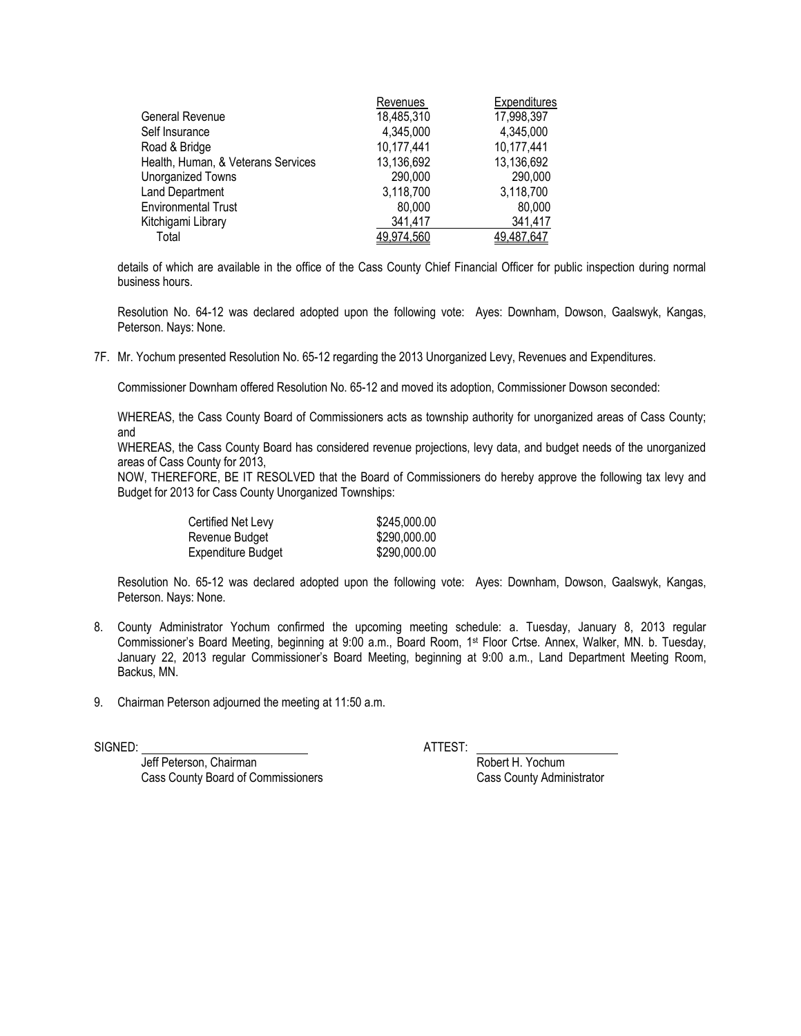| | Revenues | Expenditures |
|---|---|---|
| General Revenue | 18,485,310 | 17,998,397 |
| Self Insurance | 4,345,000 | 4,345,000 |
| Road & Bridge | 10,177,441 | 10,177,441 |
| Health, Human, & Veterans Services | 13,136,692 | 13,136,692 |
| Unorganized Towns | 290,000 | 290,000 |
| Land Department | 3,118,700 | 3,118,700 |
| Environmental Trust | 80,000 | 80,000 |
| Kitchigami Library | 341,417 | 341,417 |
| Total | 49,974,560 | 49,487,647 |

details of which are available in the office of the Cass County Chief Financial Officer for public inspection during normal business hours.

Resolution No. 64-12 was declared adopted upon the following vote: Ayes: Downham, Dowson, Gaalswyk, Kangas, Peterson. Nays: None.

7F. Mr. Yochum presented Resolution No. 65-12 regarding the 2013 Unorganized Levy, Revenues and Expenditures.

Commissioner Downham offered Resolution No. 65-12 and moved its adoption, Commissioner Dowson seconded:

WHEREAS, the Cass County Board of Commissioners acts as township authority for unorganized areas of Cass County; and

WHEREAS, the Cass County Board has considered revenue projections, levy data, and budget needs of the unorganized areas of Cass County for 2013,

NOW, THEREFORE, BE IT RESOLVED that the Board of Commissioners do hereby approve the following tax levy and Budget for 2013 for Cass County Unorganized Townships:

| | |
|---|---|
| Certified Net Levy | \$245,000.00 |
| Revenue Budget | \$290,000.00 |
| Expenditure Budget | \$290,000.00 |

Resolution No. 65-12 was declared adopted upon the following vote: Ayes: Downham, Dowson, Gaalswyk, Kangas, Peterson. Nays: None.

8. County Administrator Yochum confirmed the upcoming meeting schedule: a. Tuesday, January 8, 2013 regular Commissioner's Board Meeting, beginning at 9:00 a.m., Board Room, 1st Floor Crtse. Annex, Walker, MN. b. Tuesday, January 22, 2013 regular Commissioner's Board Meeting, beginning at 9:00 a.m., Land Department Meeting Room, Backus, MN.

9. Chairman Peterson adjourned the meeting at 11:50 a.m.

SIGNED: ___________________________

Jeff Peterson, Chairman
Cass County Board of Commissioners

ATTEST: ___________________________

Robert H. Yochum
Cass County Administrator